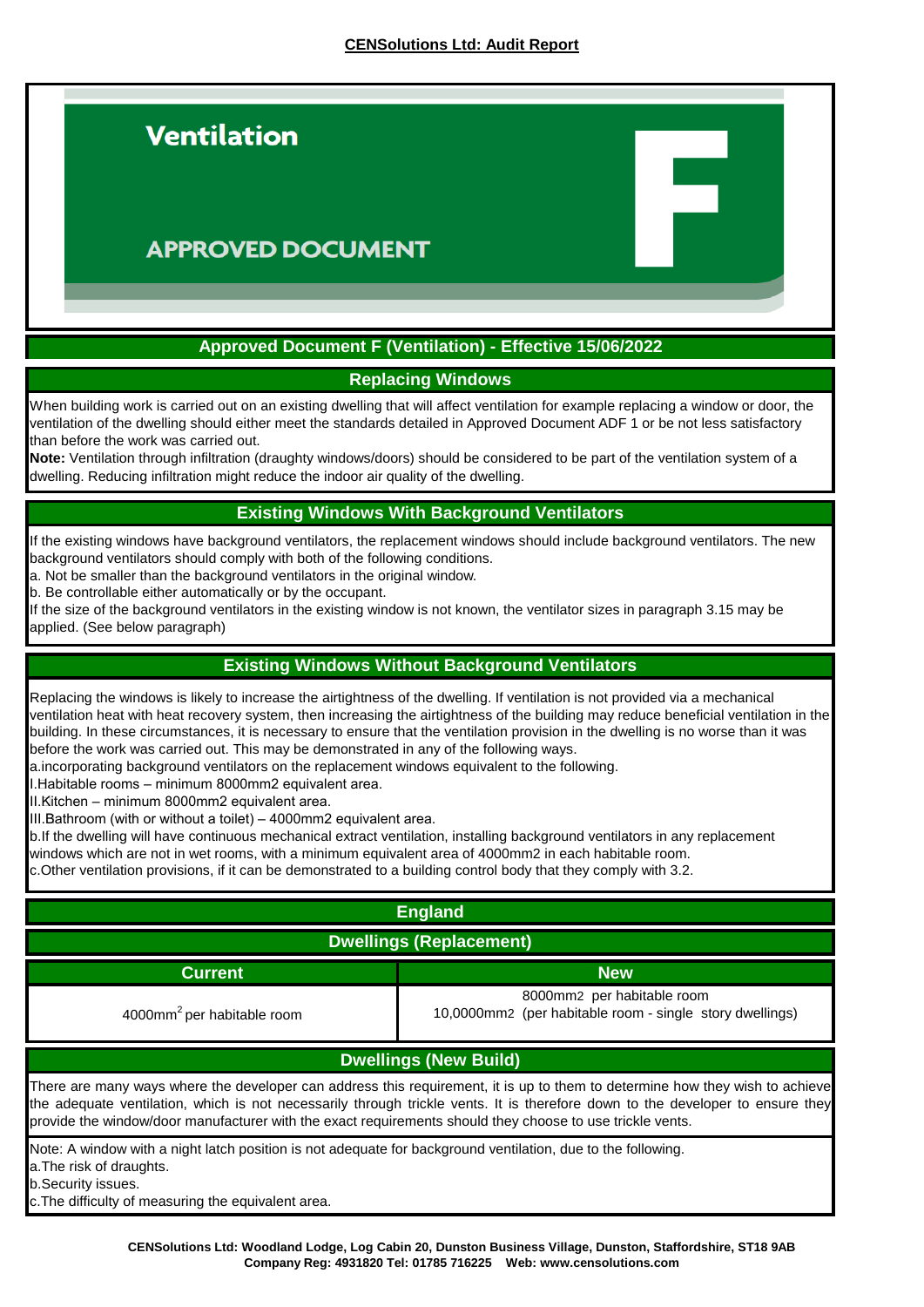# CENSolutions Ltd: Audit Report

## Ventilation

## APPROVED DOCUMENT F

## Approved Document F (Ventilation) - Effective 15/06/2022

### Replacing Windows

When building work is carried out on an existing dwelling that will affect ventilation for example replacing a window or door, the ventilation of the dwelling should either meet the standards detailed in Approved Document ADF 1 or be not less satisfactory than before the work was carried out.

**Note:** Ventilation through infiltration (draughty windows/doors) should be considered to be part of the ventilation system of a dwelling. Reducing infiltration might reduce the indoor air quality of the dwelling.

### Existing Windows With Background Ventilators

If the existing windows have background ventilators, the replacement windows should include background ventilators. The new background ventilators should comply with both of the following conditions.

a. Not be smaller than the background ventilators in the original window.

b. Be controllable either automatically or by the occupant.

If the size of the background ventilators in the existing window is not known, the ventilator sizes in paragraph 3.15 may be applied. (See below paragraph)

### Existing Windows Without Background Ventilators

Replacing the windows is likely to increase the airtightness of the dwelling. If ventilation is not provided via a mechanical ventilation heat with heat recovery system, then increasing the airtightness of the building may reduce beneficial ventilation in the building. In these circumstances, it is necessary to ensure that the ventilation provision in the dwelling is no worse than it was before the work was carried out. This may be demonstrated in any of the following ways.

a.incorporating background ventilators on the replacement windows equivalent to the following.

I.Habitable rooms – minimum 8000mm2 equivalent area.

II.Kitchen – minimum 8000mm2 equivalent area.

III.Bathroom (with or without a toilet) – 4000mm2 equivalent area.

b.If the dwelling will have continuous mechanical extract ventilation, installing background ventilators in any replacement windows which are not in wet rooms, with a minimum equivalent area of 4000mm2 in each habitable room.

c.Other ventilation provisions, if it can be demonstrated to a building control body that they comply with 3.2.

### England

#### Dwellings (Replacement)

| Current | New |
| --- | --- |
| 4000mm$^2$ per habitable room | 8000mm2 per habitable room<br>10,0000mm2 (per habitable room - single story dwellings) |

#### Dwellings (New Build)

There are many ways where the developer can address this requirement, it is up to them to determine how they wish to achieve the adequate ventilation, which is not necessarily through trickle vents. It is therefore down to the developer to ensure they provide the window/door manufacturer with the exact requirements should they choose to use trickle vents.

Note: A window with a night latch position is not adequate for background ventilation, due to the following.

a.The risk of draughts.

b.Security issues.

c.The difficulty of measuring the equivalent area.

**CENSolutions Ltd: Woodland Lodge, Log Cabin 20, Dunston Business Village, Dunston, Staffordshire, ST18 9AB**
**Company Reg: 4931820 Tel: 01785 716225 Web: www.censolutions.com**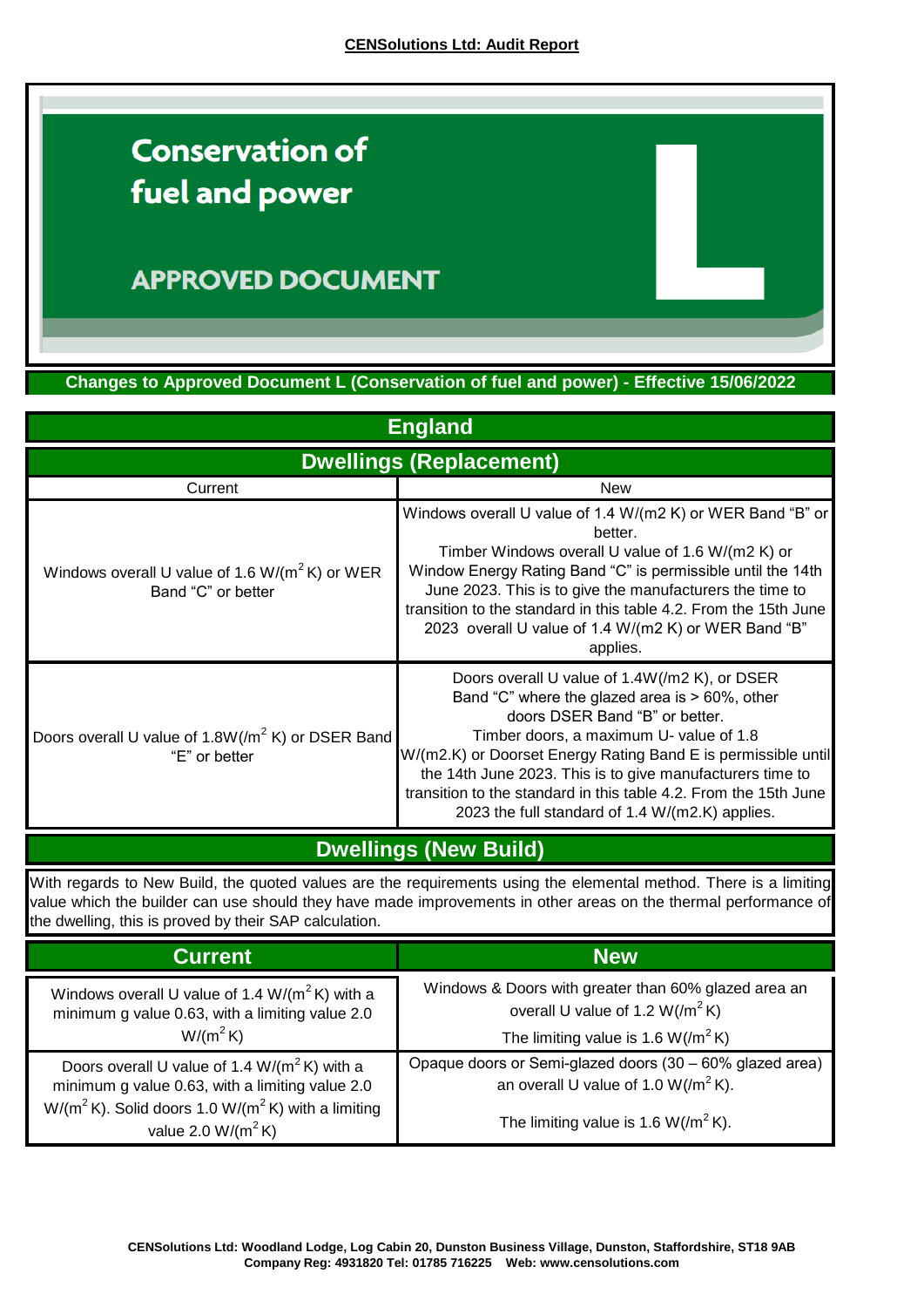# Conservation of fuel and power

## APPROVED DOCUMENT L

**Changes to Approved Document L (Conservation of fuel and power) - Effective 15/06/2022**

## England

### Dwellings (Replacement)

| Current | New |
|---|---|
| Windows overall U value of 1.6 W/($m^2$ K) or WER Band "C" or better | Windows overall U value of 1.4 W/(m2 K) or WER Band "B" or better. Timber Windows overall U value of 1.6 W/(m2 K) or Window Energy Rating Band "C" is permissible until the 14th June 2023. This is to give the manufacturers the time to transition to the standard in this table 4.2. From the 15th June 2023 overall U value of 1.4 W/(m2 K) or WER Band "B" applies. |
| Doors overall U value of 1.8W/($m^2$ K) or DSER Band "E" or better | Doors overall U value of 1.4W(/m2 K), or DSER Band "C" where the glazed area is > 60%, other doors DSER Band "B" or better. Timber doors, a maximum U- value of 1.8 W/(m2.K) or Doorset Energy Rating Band E is permissible until the 14th June 2023. This is to give manufacturers time to transition to the standard in this table 4.2. From the 15th June 2023 the full standard of 1.4 W/(m2.K) applies. |

### Dwellings (New Build)

With regards to New Build, the quoted values are the requirements using the elemental method. There is a limiting value which the builder can use should they have made improvements in other areas on the thermal performance of the dwelling, this is proved by their SAP calculation.

| Current | New |
|---|---|
| Windows overall U value of 1.4 W/($m^2$ K) with a minimum g value 0.63, with a limiting value 2.0 W/($m^2$ K) | Windows & Doors with greater than 60% glazed area an overall U value of 1.2 W(/$m^2$ K)<br><br>The limiting value is 1.6 W(/$m^2$ K) |
| Doors overall U value of 1.4 W/($m^2$ K) with a minimum g value 0.63, with a limiting value 2.0 W/($m^2$ K). Solid doors 1.0 W/($m^2$ K) with a limiting value 2.0 W/($m^2$ K) | Opaque doors or Semi-glazed doors (30 – 60% glazed area) an overall U value of 1.0 W(/$m^2$ K).<br><br>The limiting value is 1.6 W(/$m^2$ K). |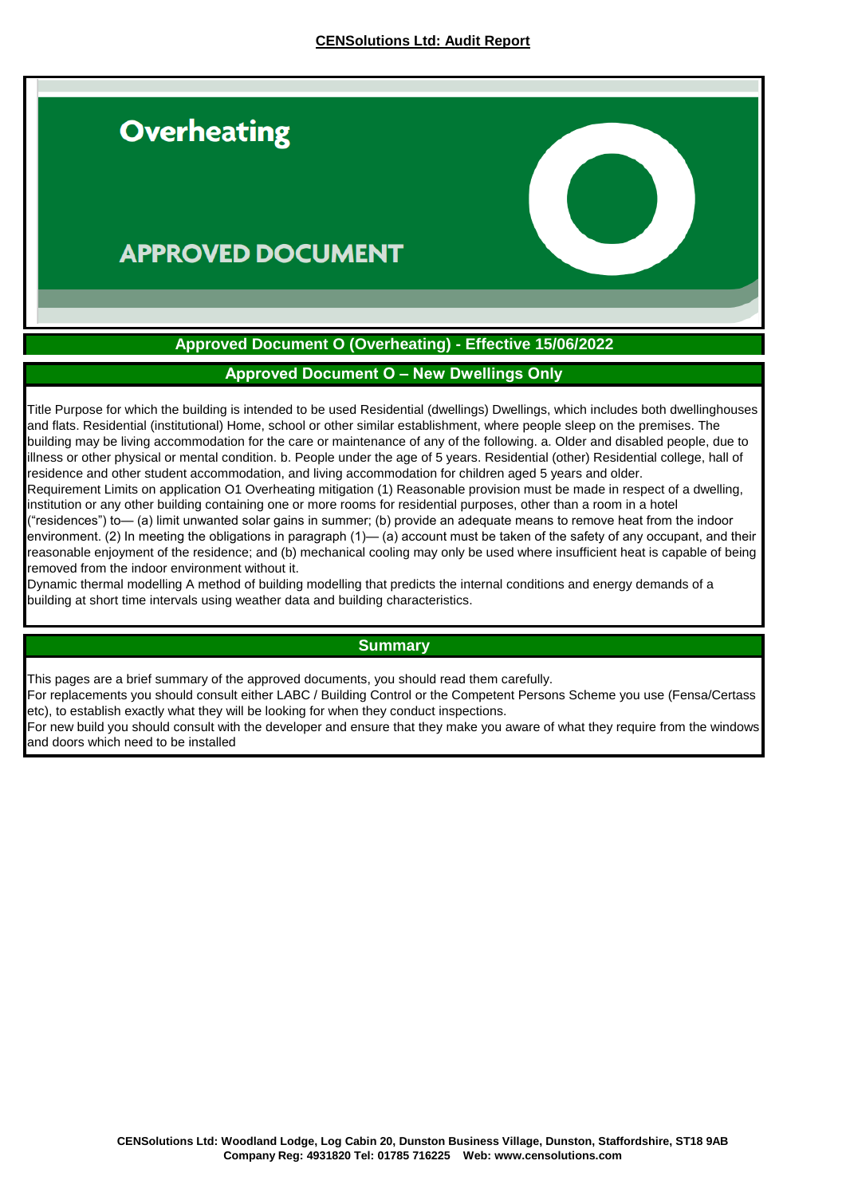# Overheating

## APPROVED DOCUMENT

O

## Approved Document O (Overheating) - Effective 15/06/2022

## Approved Document O – New Dwellings Only

Title Purpose for which the building is intended to be used Residential (dwellings) Dwellings, which includes both dwellinghouses and flats. Residential (institutional) Home, school or other similar establishment, where people sleep on the premises. The building may be living accommodation for the care or maintenance of any of the following. a. Older and disabled people, due to illness or other physical or mental condition. b. People under the age of 5 years. Residential (other) Residential college, hall of residence and other student accommodation, and living accommodation for children aged 5 years and older.

Requirement Limits on application O1 Overheating mitigation (1) Reasonable provision must be made in respect of a dwelling, institution or any other building containing one or more rooms for residential purposes, other than a room in a hotel ("residences") to— (a) limit unwanted solar gains in summer; (b) provide an adequate means to remove heat from the indoor environment. (2) In meeting the obligations in paragraph (1)— (a) account must be taken of the safety of any occupant, and their reasonable enjoyment of the residence; and (b) mechanical cooling may only be used where insufficient heat is capable of being removed from the indoor environment without it.

Dynamic thermal modelling A method of building modelling that predicts the internal conditions and energy demands of a building at short time intervals using weather data and building characteristics.

## Summary

This pages are a brief summary of the approved documents, you should read them carefully.

For replacements you should consult either LABC / Building Control or the Competent Persons Scheme you use (Fensa/Certass etc), to establish exactly what they will be looking for when they conduct inspections.

For new build you should consult with the developer and ensure that they make you aware of what they require from the windows and doors which need to be installed